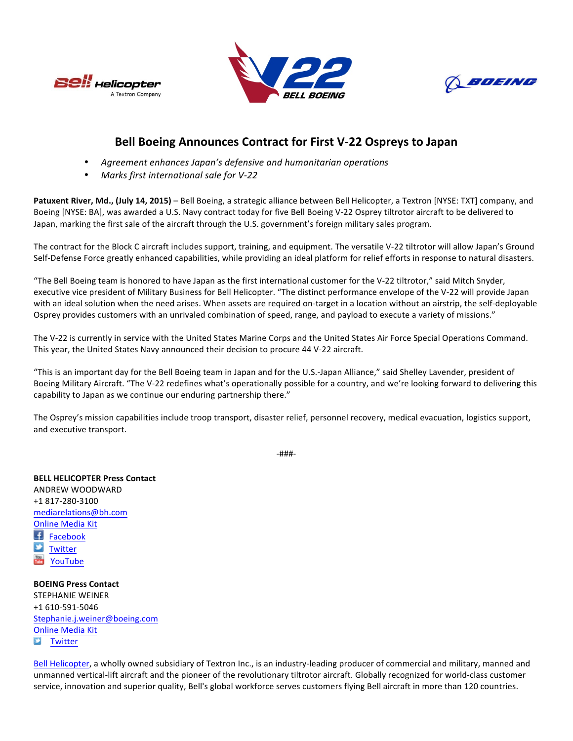# Bell Boeing Announces Contract for First V-22 Ospreys to Japan

- *Agreement enhances Japan's defensive and humanitarian operations*
- *Marks first international sale for V-22*

**Patuxent River, Md., (July 14, 2015)** – Bell Boeing, a strategic alliance between Bell Helicopter, a Textron [NYSE: TXT] company, and Boeing [NYSE: BA], was awarded a U.S. Navy contract today for five Bell Boeing V-22 Osprey tiltrotor aircraft to be delivered to Japan, marking the first sale of the aircraft through the U.S. government's foreign military sales program.

The contract for the Block C aircraft includes support, training, and equipment. The versatile V-22 tiltrotor will allow Japan's Ground Self-Defense Force greatly enhanced capabilities, while providing an ideal platform for relief efforts in response to natural disasters.

"The Bell Boeing team is honored to have Japan as the first international customer for the V-22 tiltrotor," said Mitch Snyder, executive vice president of Military Business for Bell Helicopter. "The distinct performance envelope of the V-22 will provide Japan with an ideal solution when the need arises. When assets are required on-target in a location without an airstrip, the self-deployable Osprey provides customers with an unrivaled combination of speed, range, and payload to execute a variety of missions."

The V-22 is currently in service with the United States Marine Corps and the United States Air Force Special Operations Command. This year, the United States Navy announced their decision to procure 44 V-22 aircraft.

"This is an important day for the Bell Boeing team in Japan and for the U.S.-Japan Alliance," said Shelley Lavender, president of Boeing Military Aircraft. "The V-22 redefines what's operationally possible for a country, and we're looking forward to delivering this capability to Japan as we continue our enduring partnership there."

The Osprey's mission capabilities include troop transport, disaster relief, personnel recovery, medical evacuation, logistics support, and executive transport.

-###-

**BELL HELICOPTER Press Contact**
ANDREW WOODWARD
+1 817-280-3100
mediarelations@bh.com
Online Media Kit
Facebook
Twitter
YouTube

**BOEING Press Contact**
STEPHANIE WEINER
+1 610-591-5046
Stephanie.j.weiner@boeing.com
Online Media Kit
Twitter

Bell Helicopter, a wholly owned subsidiary of Textron Inc., is an industry-leading producer of commercial and military, manned and unmanned vertical-lift aircraft and the pioneer of the revolutionary tiltrotor aircraft. Globally recognized for world-class customer service, innovation and superior quality, Bell's global workforce serves customers flying Bell aircraft in more than 120 countries.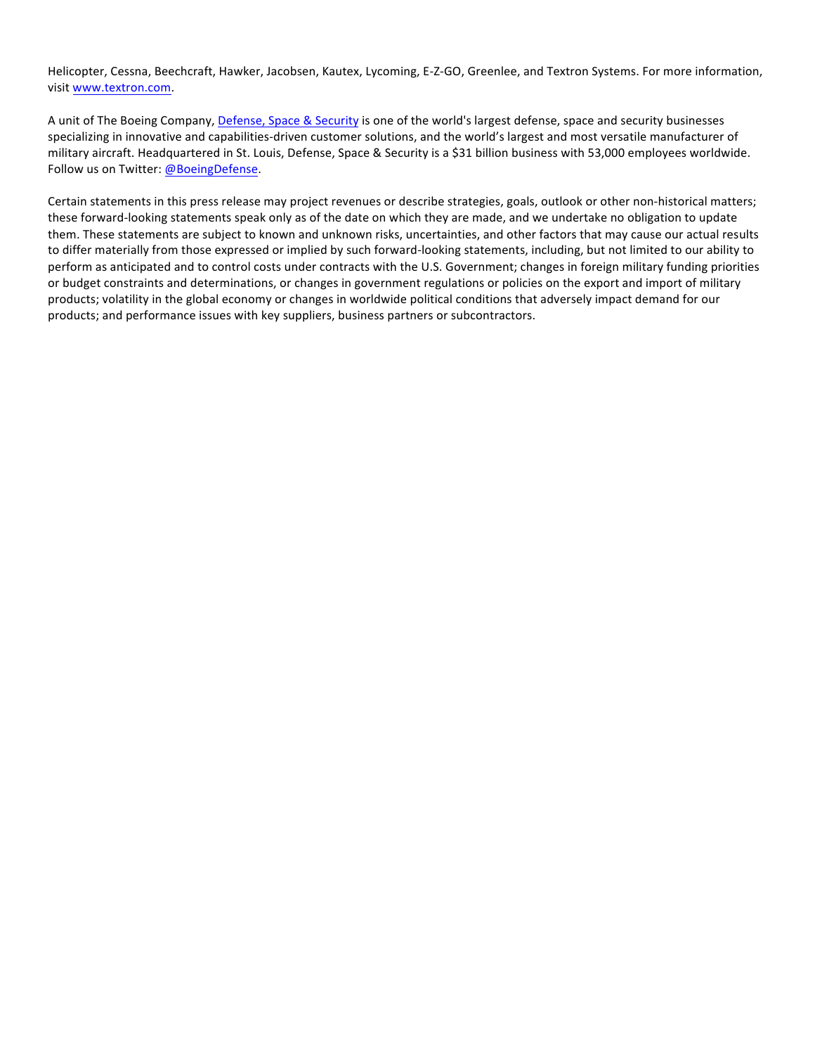Helicopter, Cessna, Beechcraft, Hawker, Jacobsen, Kautex, Lycoming, E-Z-GO, Greenlee, and Textron Systems. For more information, visit [www.textron.com](www.textron.com).

A unit of The Boeing Company, [Defense, Space & Security]() is one of the world's largest defense, space and security businesses specializing in innovative and capabilities-driven customer solutions, and the world's largest and most versatile manufacturer of military aircraft. Headquartered in St. Louis, Defense, Space & Security is a $31 billion business with 53,000 employees worldwide. Follow us on Twitter: [@BoeingDefense]().

Certain statements in this press release may project revenues or describe strategies, goals, outlook or other non-historical matters; these forward-looking statements speak only as of the date on which they are made, and we undertake no obligation to update them. These statements are subject to known and unknown risks, uncertainties, and other factors that may cause our actual results to differ materially from those expressed or implied by such forward-looking statements, including, but not limited to our ability to perform as anticipated and to control costs under contracts with the U.S. Government; changes in foreign military funding priorities or budget constraints and determinations, or changes in government regulations or policies on the export and import of military products; volatility in the global economy or changes in worldwide political conditions that adversely impact demand for our products; and performance issues with key suppliers, business partners or subcontractors.